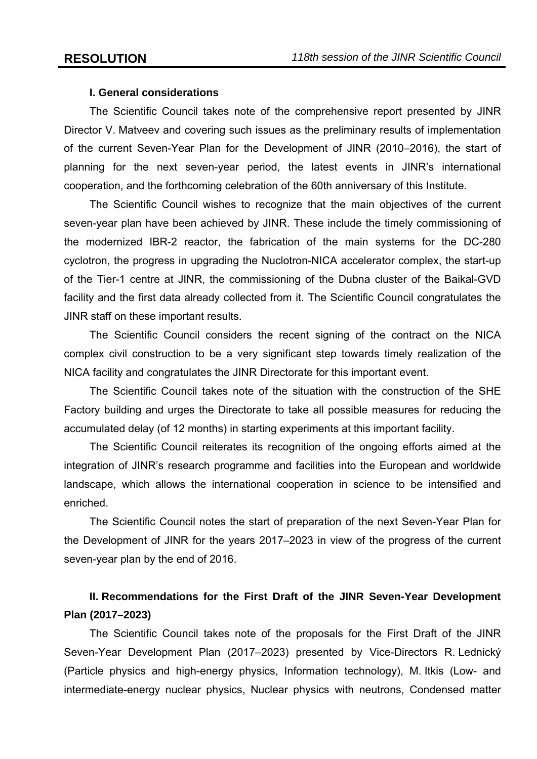# RESOLUTION

*118th session of the JINR Scientific Council*

### I. General considerations

The Scientific Council takes note of the comprehensive report presented by JINR Director V. Matveev and covering such issues as the preliminary results of implementation of the current Seven-Year Plan for the Development of JINR (2010–2016), the start of planning for the next seven-year period, the latest events in JINR's international cooperation, and the forthcoming celebration of the 60th anniversary of this Institute.

The Scientific Council wishes to recognize that the main objectives of the current seven-year plan have been achieved by JINR. These include the timely commissioning of the modernized IBR-2 reactor, the fabrication of the main systems for the DC-280 cyclotron, the progress in upgrading the Nuclotron-NICA accelerator complex, the start-up of the Tier-1 centre at JINR, the commissioning of the Dubna cluster of the Baikal-GVD facility and the first data already collected from it. The Scientific Council congratulates the JINR staff on these important results.

The Scientific Council considers the recent signing of the contract on the NICA complex civil construction to be a very significant step towards timely realization of the NICA facility and congratulates the JINR Directorate for this important event.

The Scientific Council takes note of the situation with the construction of the SHE Factory building and urges the Directorate to take all possible measures for reducing the accumulated delay (of 12 months) in starting experiments at this important facility.

The Scientific Council reiterates its recognition of the ongoing efforts aimed at the integration of JINR's research programme and facilities into the European and worldwide landscape, which allows the international cooperation in science to be intensified and enriched.

The Scientific Council notes the start of preparation of the next Seven-Year Plan for the Development of JINR for the years 2017–2023 in view of the progress of the current seven-year plan by the end of 2016.

### II. Recommendations for the First Draft of the JINR Seven-Year Development Plan (2017–2023)

The Scientific Council takes note of the proposals for the First Draft of the JINR Seven-Year Development Plan (2017–2023) presented by Vice-Directors R. Lednický (Particle physics and high-energy physics, Information technology), M. Itkis (Low- and intermediate-energy nuclear physics, Nuclear physics with neutrons, Condensed matter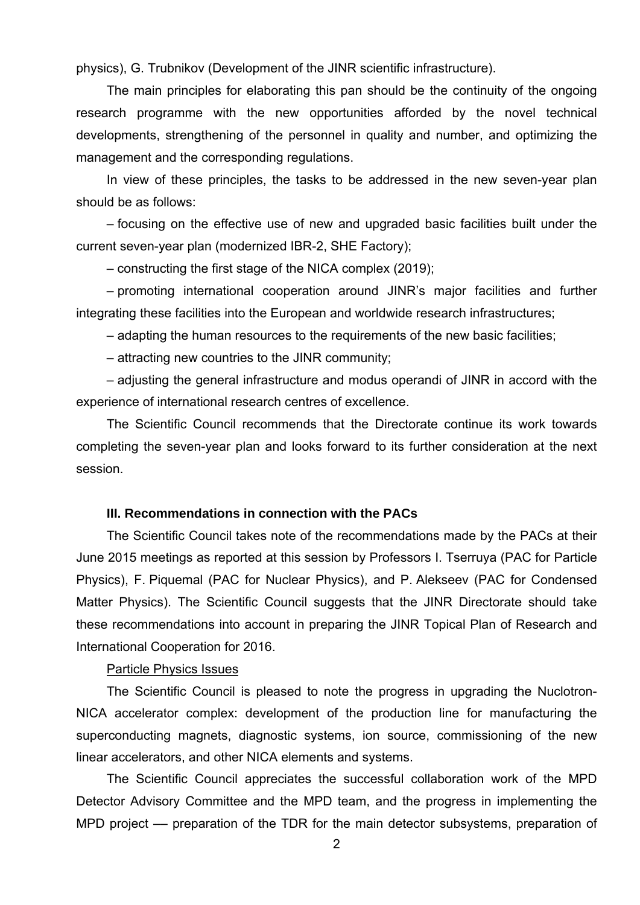physics), G. Trubnikov (Development of the JINR scientific infrastructure).

The main principles for elaborating this pan should be the continuity of the ongoing research programme with the new opportunities afforded by the novel technical developments, strengthening of the personnel in quality and number, and optimizing the management and the corresponding regulations.

In view of these principles, the tasks to be addressed in the new seven-year plan should be as follows:

– focusing on the effective use of new and upgraded basic facilities built under the current seven-year plan (modernized IBR-2, SHE Factory);

– constructing the first stage of the NICA complex (2019);

– promoting international cooperation around JINR's major facilities and further integrating these facilities into the European and worldwide research infrastructures;

– adapting the human resources to the requirements of the new basic facilities;

– attracting new countries to the JINR community;

– adjusting the general infrastructure and modus operandi of JINR in accord with the experience of international research centres of excellence.

The Scientific Council recommends that the Directorate continue its work towards completing the seven-year plan and looks forward to its further consideration at the next session.

**III. Recommendations in connection with the PACs**

The Scientific Council takes note of the recommendations made by the PACs at their June 2015 meetings as reported at this session by Professors I. Tserruya (PAC for Particle Physics), F. Piquemal (PAC for Nuclear Physics), and P. Alekseev (PAC for Condensed Matter Physics). The Scientific Council suggests that the JINR Directorate should take these recommendations into account in preparing the JINR Topical Plan of Research and International Cooperation for 2016.

Particle Physics Issues

The Scientific Council is pleased to note the progress in upgrading the Nuclotron-NICA accelerator complex: development of the production line for manufacturing the superconducting magnets, diagnostic systems, ion source, commissioning of the new linear accelerators, and other NICA elements and systems.

The Scientific Council appreciates the successful collaboration work of the MPD Detector Advisory Committee and the MPD team, and the progress in implementing the MPD project — preparation of the TDR for the main detector subsystems, preparation of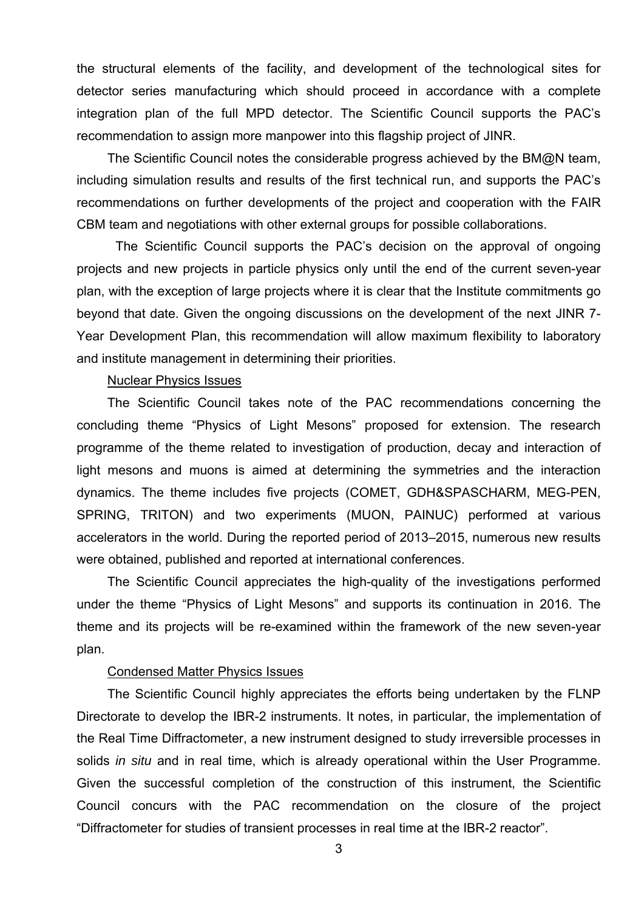the structural elements of the facility, and development of the technological sites for detector series manufacturing which should proceed in accordance with a complete integration plan of the full MPD detector. The Scientific Council supports the PAC's recommendation to assign more manpower into this flagship project of JINR.

The Scientific Council notes the considerable progress achieved by the BM@N team, including simulation results and results of the first technical run, and supports the PAC's recommendations on further developments of the project and cooperation with the FAIR CBM team and negotiations with other external groups for possible collaborations.

The Scientific Council supports the PAC's decision on the approval of ongoing projects and new projects in particle physics only until the end of the current seven-year plan, with the exception of large projects where it is clear that the Institute commitments go beyond that date. Given the ongoing discussions on the development of the next JINR 7-Year Development Plan, this recommendation will allow maximum flexibility to laboratory and institute management in determining their priorities.

Nuclear Physics Issues

The Scientific Council takes note of the PAC recommendations concerning the concluding theme "Physics of Light Mesons" proposed for extension. The research programme of the theme related to investigation of production, decay and interaction of light mesons and muons is aimed at determining the symmetries and the interaction dynamics. The theme includes five projects (COMET, GDH&SPASCHARM, MEG-PEN, SPRING, TRITON) and two experiments (MUON, PAINUC) performed at various accelerators in the world. During the reported period of 2013–2015, numerous new results were obtained, published and reported at international conferences.

The Scientific Council appreciates the high-quality of the investigations performed under the theme "Physics of Light Mesons" and supports its continuation in 2016. The theme and its projects will be re-examined within the framework of the new seven-year plan.

Condensed Matter Physics Issues

The Scientific Council highly appreciates the efforts being undertaken by the FLNP Directorate to develop the IBR-2 instruments. It notes, in particular, the implementation of the Real Time Diffractometer, a new instrument designed to study irreversible processes in solids *in situ* and in real time, which is already operational within the User Programme. Given the successful completion of the construction of this instrument, the Scientific Council concurs with the PAC recommendation on the closure of the project "Diffractometer for studies of transient processes in real time at the IBR-2 reactor".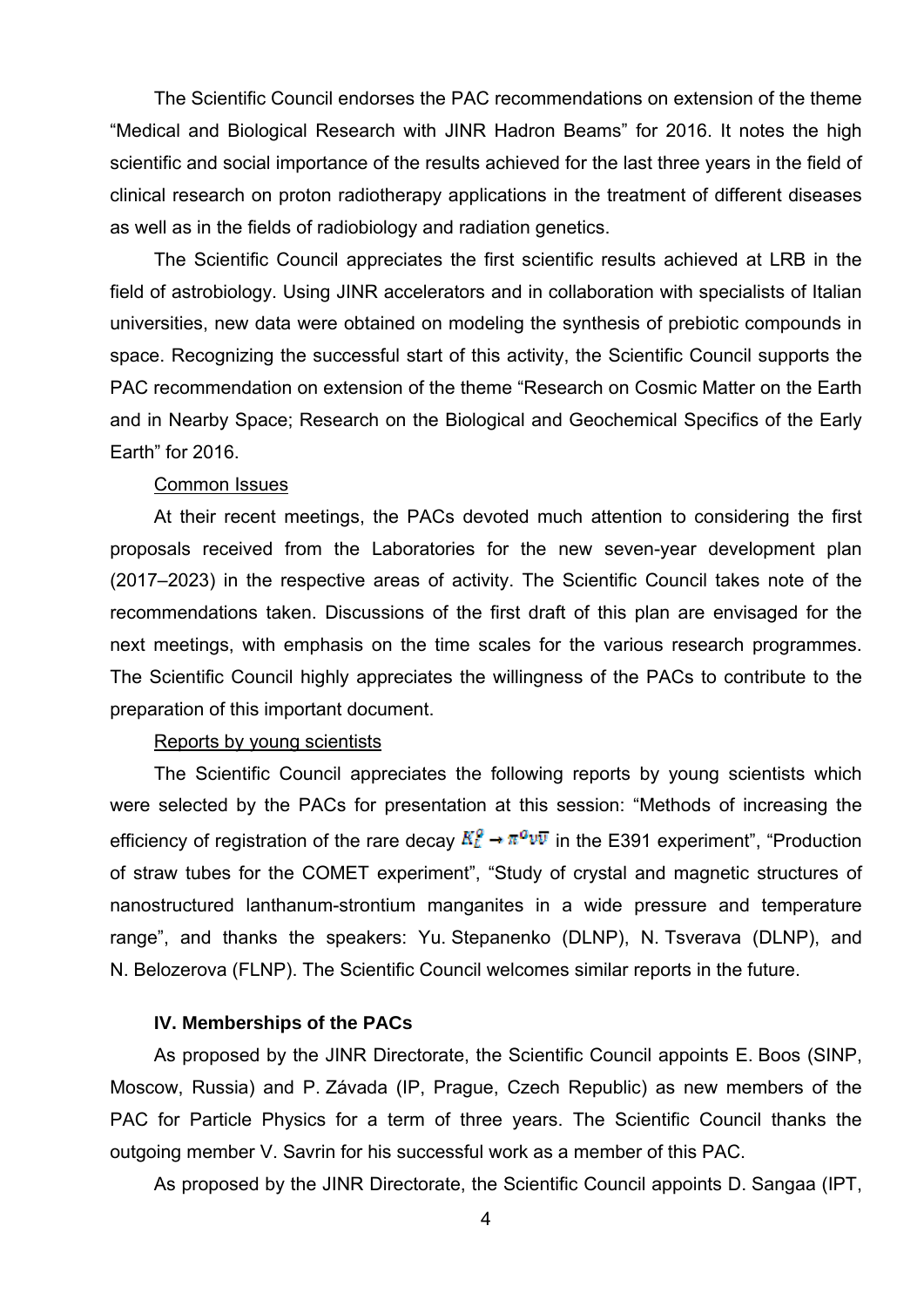The Scientific Council endorses the PAC recommendations on extension of the theme "Medical and Biological Research with JINR Hadron Beams" for 2016. It notes the high scientific and social importance of the results achieved for the last three years in the field of clinical research on proton radiotherapy applications in the treatment of different diseases as well as in the fields of radiobiology and radiation genetics.

The Scientific Council appreciates the first scientific results achieved at LRB in the field of astrobiology. Using JINR accelerators and in collaboration with specialists of Italian universities, new data were obtained on modeling the synthesis of prebiotic compounds in space. Recognizing the successful start of this activity, the Scientific Council supports the PAC recommendation on extension of the theme "Research on Cosmic Matter on the Earth and in Nearby Space; Research on the Biological and Geochemical Specifics of the Early Earth" for 2016.

Common Issues

At their recent meetings, the PACs devoted much attention to considering the first proposals received from the Laboratories for the new seven-year development plan (2017–2023) in the respective areas of activity. The Scientific Council takes note of the recommendations taken. Discussions of the first draft of this plan are envisaged for the next meetings, with emphasis on the time scales for the various research programmes. The Scientific Council highly appreciates the willingness of the PACs to contribute to the preparation of this important document.

Reports by young scientists

The Scientific Council appreciates the following reports by young scientists which were selected by the PACs for presentation at this session: "Methods of increasing the efficiency of registration of the rare decay $K_L^0 \to \pi^0 \nu \bar{\nu}$ in the E391 experiment", "Production of straw tubes for the COMET experiment", "Study of crystal and magnetic structures of nanostructured lanthanum-strontium manganites in a wide pressure and temperature range", and thanks the speakers: Yu. Stepanenko (DLNP), N. Tsverava (DLNP), and N. Belozerova (FLNP). The Scientific Council welcomes similar reports in the future.

**IV. Memberships of the PACs**

As proposed by the JINR Directorate, the Scientific Council appoints E. Boos (SINP, Moscow, Russia) and P. Závada (IP, Prague, Czech Republic) as new members of the PAC for Particle Physics for a term of three years. The Scientific Council thanks the outgoing member V. Savrin for his successful work as a member of this PAC.

As proposed by the JINR Directorate, the Scientific Council appoints D. Sangaa (IPT,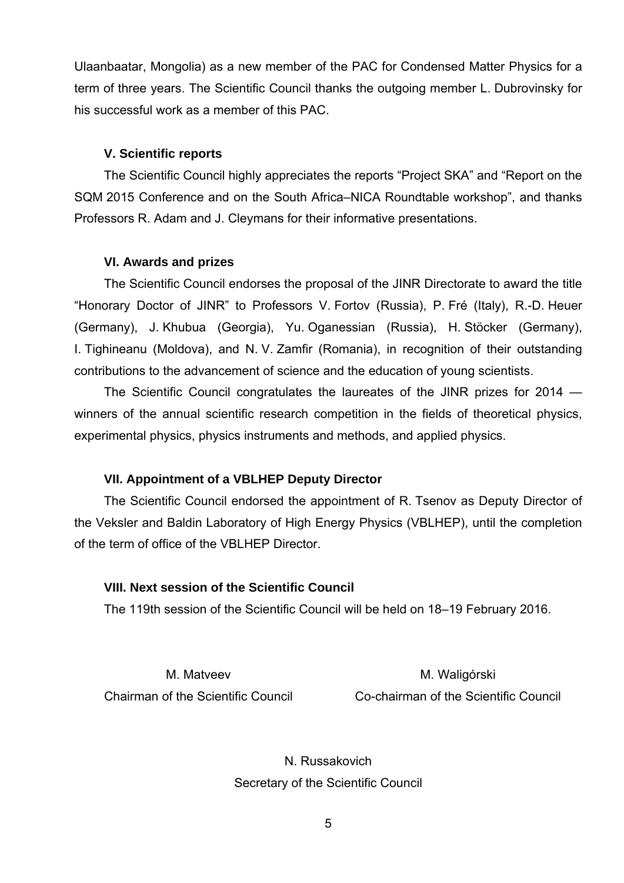Ulaanbaatar, Mongolia) as a new member of the PAC for Condensed Matter Physics for a term of three years. The Scientific Council thanks the outgoing member L. Dubrovinsky for his successful work as a member of this PAC.

### V. Scientific reports

The Scientific Council highly appreciates the reports "Project SKA" and "Report on the SQM 2015 Conference and on the South Africa–NICA Roundtable workshop", and thanks Professors R. Adam and J. Cleymans for their informative presentations.

### VI. Awards and prizes

The Scientific Council endorses the proposal of the JINR Directorate to award the title "Honorary Doctor of JINR" to Professors V. Fortov (Russia), P. Fré (Italy), R.-D. Heuer (Germany), J. Khubua (Georgia), Yu. Oganessian (Russia), H. Stöcker (Germany), I. Tighineanu (Moldova), and N. V. Zamfir (Romania), in recognition of their outstanding contributions to the advancement of science and the education of young scientists.

The Scientific Council congratulates the laureates of the JINR prizes for 2014 — winners of the annual scientific research competition in the fields of theoretical physics, experimental physics, physics instruments and methods, and applied physics.

### VII. Appointment of a VBLHEP Deputy Director

The Scientific Council endorsed the appointment of R. Tsenov as Deputy Director of the Veksler and Baldin Laboratory of High Energy Physics (VBLHEP), until the completion of the term of office of the VBLHEP Director.

### VIII. Next session of the Scientific Council

The 119th session of the Scientific Council will be held on 18–19 February 2016.

M. Matveev
Chairman of the Scientific Council

M. Waligórski
Co-chairman of the Scientific Council

N. Russakovich
Secretary of the Scientific Council